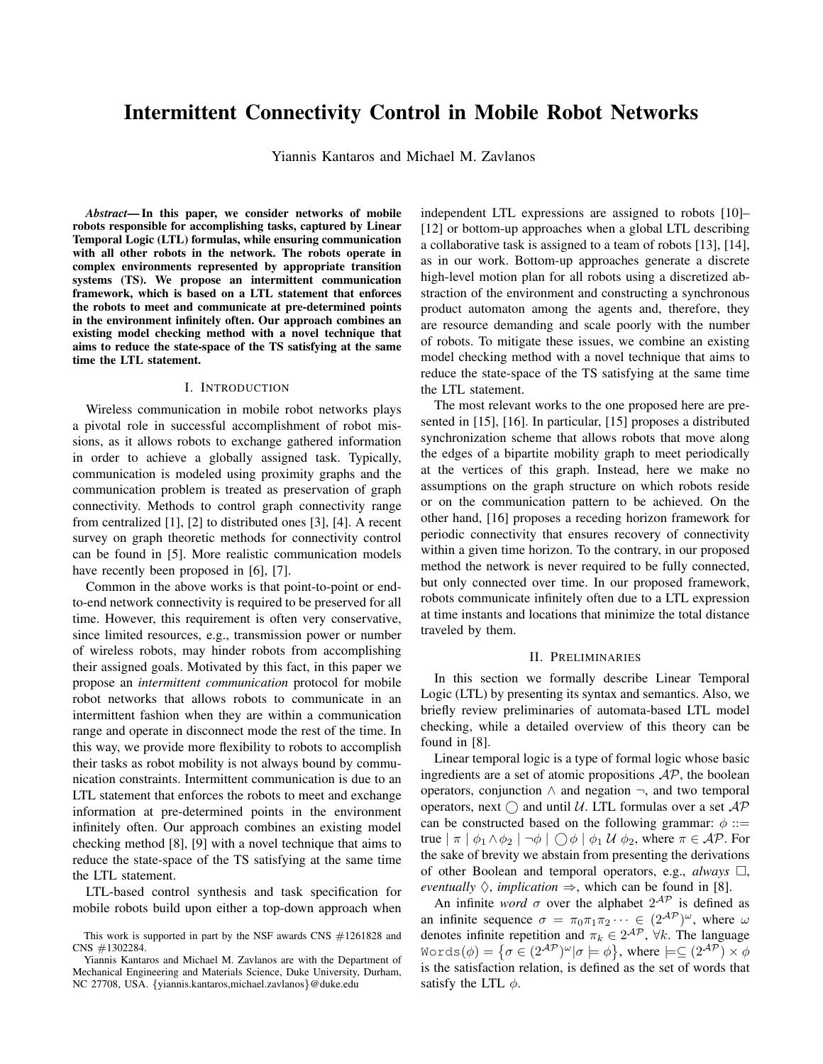# Intermittent Connectivity Control in Mobile Robot Networks

Yiannis Kantaros and Michael M. Zavlanos

***Abstract*— In this paper, we consider networks of mobile robots responsible for accomplishing tasks, captured by Linear Temporal Logic (LTL) formulas, while ensuring communication with all other robots in the network. The robots operate in complex environments represented by appropriate transition systems (TS). We propose an intermittent communication framework, which is based on a LTL statement that enforces the robots to meet and communicate at pre-determined points in the environment infinitely often. Our approach combines an existing model checking method with a novel technique that aims to reduce the state-space of the TS satisfying at the same time the LTL statement.**

## I. Introduction

Wireless communication in mobile robot networks plays a pivotal role in successful accomplishment of robot missions, as it allows robots to exchange gathered information in order to achieve a globally assigned task. Typically, communication is modeled using proximity graphs and the communication problem is treated as preservation of graph connectivity. Methods to control graph connectivity range from centralized [1], [2] to distributed ones [3], [4]. A recent survey on graph theoretic methods for connectivity control can be found in [5]. More realistic communication models have recently been proposed in [6], [7].

Common in the above works is that point-to-point or end-to-end network connectivity is required to be preserved for all time. However, this requirement is often very conservative, since limited resources, e.g., transmission power or number of wireless robots, may hinder robots from accomplishing their assigned goals. Motivated by this fact, in this paper we propose an *intermittent communication* protocol for mobile robot networks that allows robots to communicate in an intermittent fashion when they are within a communication range and operate in disconnect mode the rest of the time. In this way, we provide more flexibility to robots to accomplish their tasks as robot mobility is not always bound by communication constraints. Intermittent communication is due to an LTL statement that enforces the robots to meet and exchange information at pre-determined points in the environment infinitely often. Our approach combines an existing model checking method [8], [9] with a novel technique that aims to reduce the state-space of the TS satisfying at the same time the LTL statement.

LTL-based control synthesis and task specification for mobile robots build upon either a top-down approach when independent LTL expressions are assigned to robots [10]–[12] or bottom-up approaches when a global LTL describing a collaborative task is assigned to a team of robots [13], [14], as in our work. Bottom-up approaches generate a discrete high-level motion plan for all robots using a discretized abstraction of the environment and constructing a synchronous product automaton among the agents and, therefore, they are resource demanding and scale poorly with the number of robots. To mitigate these issues, we combine an existing model checking method with a novel technique that aims to reduce the state-space of the TS satisfying at the same time the LTL statement.

The most relevant works to the one proposed here are presented in [15], [16]. In particular, [15] proposes a distributed synchronization scheme that allows robots that move along the edges of a bipartite mobility graph to meet periodically at the vertices of this graph. Instead, here we make no assumptions on the graph structure on which robots reside or on the communication pattern to be achieved. On the other hand, [16] proposes a receding horizon framework for periodic connectivity that ensures recovery of connectivity within a given time horizon. To the contrary, in our proposed method the network is never required to be fully connected, but only connected over time. In our proposed framework, robots communicate infinitely often due to a LTL expression at time instants and locations that minimize the total distance traveled by them.

## II. Preliminaries

In this section we formally describe Linear Temporal Logic (LTL) by presenting its syntax and semantics. Also, we briefly review preliminaries of automata-based LTL model checking, while a detailed overview of this theory can be found in [8].

Linear temporal logic is a type of formal logic whose basic ingredients are a set of atomic propositions $\mathcal{AP}$, the boolean operators, conjunction $\wedge$ and negation $\neg$, and two temporal operators, next $\bigcirc$ and until $\mathcal{U}$. LTL formulas over a set $\mathcal{AP}$ can be constructed based on the following grammar: $\phi ::= \text{true} \mid \pi \mid \phi_1 \wedge \phi_2 \mid \neg\phi \mid \bigcirc\phi \mid \phi_1 \, \mathcal{U} \, \phi_2$, where $\pi \in \mathcal{AP}$. For the sake of brevity we abstain from presenting the derivations of other Boolean and temporal operators, e.g., *always* $\square$, *eventually* $\lozenge$, *implication* $\Rightarrow$, which can be found in [8].

An infinite *word* $\sigma$ over the alphabet $2^{\mathcal{AP}}$ is defined as an infinite sequence $\sigma = \pi_0\pi_1\pi_2 \cdots \in (2^{\mathcal{AP}})^{\omega}$, where $\omega$ denotes infinite repetition and $\pi_k \in 2^{\mathcal{AP}}$, $\forall k$. The language $\texttt{Words}(\phi) = \left\{\sigma \in (2^{\mathcal{AP}})^{\omega} | \sigma \models \phi\right\}$, where $\models \subseteq (2^{\mathcal{AP}}) \times \phi$ is the satisfaction relation, is defined as the set of words that satisfy the LTL $\phi$.

This work is supported in part by the NSF awards CNS #1261828 and CNS #1302284.

Yiannis Kantaros and Michael M. Zavlanos are with the Department of Mechanical Engineering and Materials Science, Duke University, Durham, NC 27708, USA. {yiannis.kantaros,michael.zavlanos}@duke.edu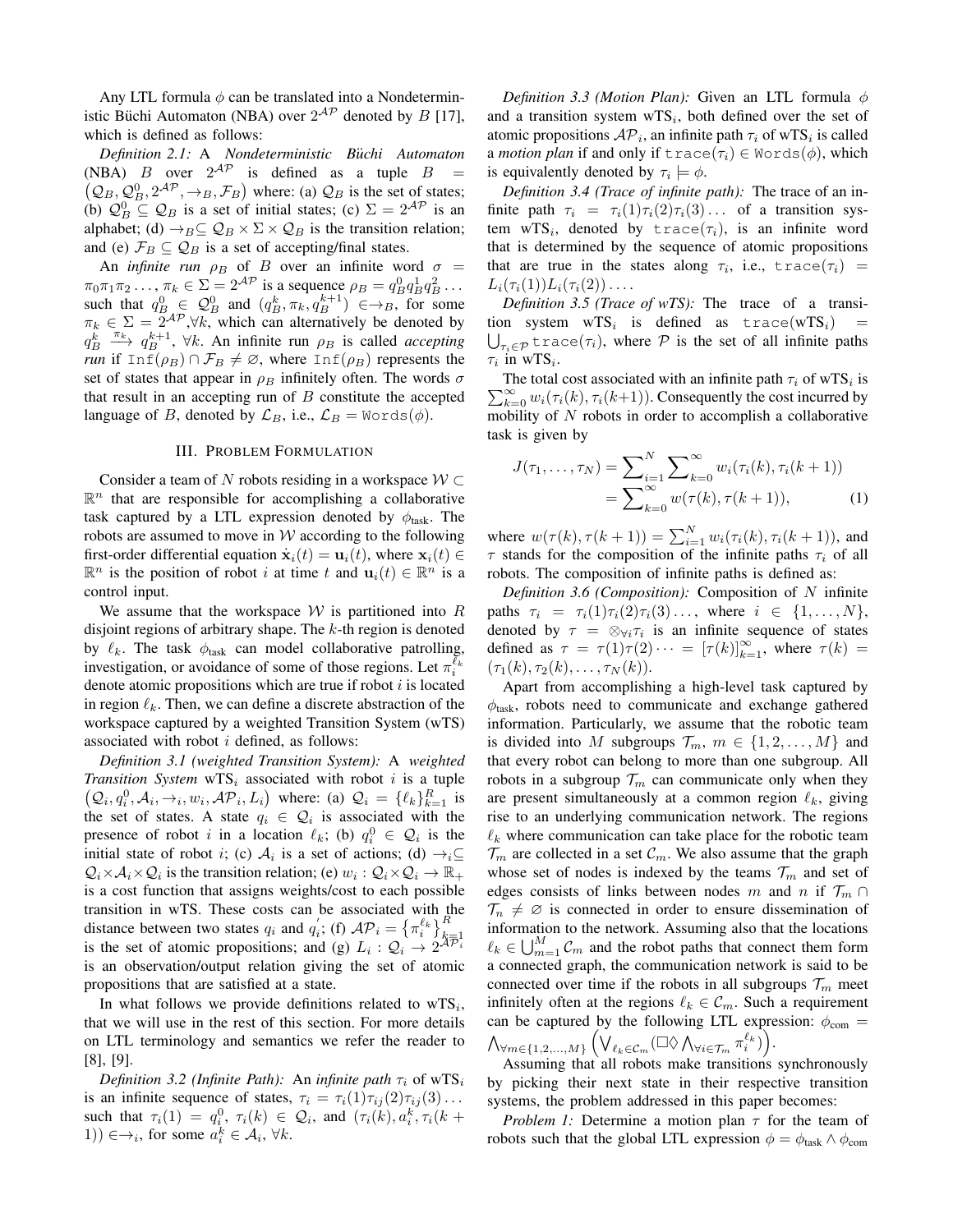Any LTL formula $\phi$ can be translated into a Nondeterministic Büchi Automaton (NBA) over $2^{\mathcal{AP}}$ denoted by $B$ [17], which is defined as follows:

*Definition 2.1:* A *Nondeterministic Büchi Automaton* (NBA) $B$ over $2^{\mathcal{AP}}$ is defined as a tuple $B = \left(\mathcal{Q}_B, \mathcal{Q}_B^0, 2^{\mathcal{AP}}, \rightarrow_B, \mathcal{F}_B\right)$ where: (a) $\mathcal{Q}_B$ is the set of states; (b) $\mathcal{Q}_B^0 \subseteq \mathcal{Q}_B$ is a set of initial states; (c) $\Sigma = 2^{\mathcal{AP}}$ is an alphabet; (d) $\rightarrow_B \subseteq \mathcal{Q}_B \times \Sigma \times \mathcal{Q}_B$ is the transition relation; and (e) $\mathcal{F}_B \subseteq \mathcal{Q}_B$ is a set of accepting/final states.

An *infinite run* $\rho_B$ of $B$ over an infinite word $\sigma = \pi_0\pi_1\pi_2\dots$, $\pi_k \in \Sigma = 2^{\mathcal{AP}}$ is a sequence $\rho_B = q_B^0 q_B^1 q_B^2 \dots$ such that $q_B^0 \in \mathcal{Q}_B^0$ and $(q_B^k, \pi_k, q_B^{k+1}) \in \rightarrow_B$, for some $\pi_k \in \Sigma = 2^{\mathcal{AP}}, \forall k$, which can alternatively be denoted by $q_B^k \xrightarrow{\pi_k} q_B^{k+1}$, $\forall k$. An infinite run $\rho_B$ is called *accepting run* if $\texttt{Inf}(\rho_B) \cap \mathcal{F}_B \neq \varnothing$, where $\texttt{Inf}(\rho_B)$ represents the set of states that appear in $\rho_B$ infinitely often. The words $\sigma$ that result in an accepting run of $B$ constitute the accepted language of $B$, denoted by $\mathcal{L}_B$, i.e., $\mathcal{L}_B = \texttt{Words}(\phi)$.

## III. Problem Formulation

Consider a team of $N$ robots residing in a workspace $\mathcal{W} \subset \mathbb{R}^n$ that are responsible for accomplishing a collaborative task captured by a LTL expression denoted by $\phi_{\text{task}}$. The robots are assumed to move in $\mathcal{W}$ according to the following first-order differential equation $\dot{\mathbf{x}}_i(t) = \mathbf{u}_i(t)$, where $\mathbf{x}_i(t) \in \mathbb{R}^n$ is the position of robot $i$ at time $t$ and $\mathbf{u}_i(t) \in \mathbb{R}^n$ is a control input.

We assume that the workspace $\mathcal{W}$ is partitioned into $R$ disjoint regions of arbitrary shape. The $k$-th region is denoted by $\ell_k$. The task $\phi_{\text{task}}$ can model collaborative patrolling, investigation, or avoidance of some of those regions. Let $\pi_i^{\ell_k}$ denote atomic propositions which are true if robot $i$ is located in region $\ell_k$. Then, we can define a discrete abstraction of the workspace captured by a weighted Transition System (wTS) associated with robot $i$ defined, as follows:

*Definition 3.1 (weighted Transition System):* A *weighted Transition System* $\text{wTS}_i$ associated with robot $i$ is a tuple $\left(\mathcal{Q}_i, q_i^0, \mathcal{A}_i, \rightarrow_i, w_i, \mathcal{AP}_i, L_i\right)$ where: (a) $\mathcal{Q}_i = \{\ell_k\}_{k=1}^R$ is the set of states. A state $q_i \in \mathcal{Q}_i$ is associated with the presence of robot $i$ in a location $\ell_k$; (b) $q_i^0 \in \mathcal{Q}_i$ is the initial state of robot $i$; (c) $\mathcal{A}_i$ is a set of actions; (d) $\rightarrow_i \subseteq \mathcal{Q}_i \times \mathcal{A}_i \times \mathcal{Q}_i$ is the transition relation; (e) $w_i : \mathcal{Q}_i \times \mathcal{Q}_i \rightarrow \mathbb{R}_+$ is a cost function that assigns weights/cost to each possible transition in wTS. These costs can be associated with the distance between two states $q_i$ and $q_i^{'}$; (f) $\mathcal{AP}_i = \left\{\pi_i^{\ell_k}\right\}_{k=1}^R$ is the set of atomic propositions; and (g) $L_i : \mathcal{Q}_i \rightarrow 2^{\mathcal{AP}_i}$ is an observation/output relation giving the set of atomic propositions that are satisfied at a state.

In what follows we provide definitions related to $\text{wTS}_i$, that we will use in the rest of this section. For more details on LTL terminology and semantics we refer the reader to [8], [9].

*Definition 3.2 (Infinite Path):* An *infinite path* $\tau_i$ of $\text{wTS}_i$ is an infinite sequence of states, $\tau_i = \tau_i(1)\tau_{ij}(2)\tau_{ij}(3)\dots$ such that $\tau_i(1) = q_i^0$, $\tau_i(k) \in \mathcal{Q}_i$, and $(\tau_i(k), a_i^k, \tau_i(k+1)) \in \rightarrow_i$, for some $a_i^k \in \mathcal{A}_i$, $\forall k$.

*Definition 3.3 (Motion Plan):* Given an LTL formula $\phi$ and a transition system $\text{wTS}_i$, both defined over the set of atomic propositions $\mathcal{AP}_i$, an infinite path $\tau_i$ of $\text{wTS}_i$ is called a *motion plan* if and only if $\texttt{trace}(\tau_i) \in \texttt{Words}(\phi)$, which is equivalently denoted by $\tau_i \models \phi$.

*Definition 3.4 (Trace of infinite path):* The trace of an infinite path $\tau_i = \tau_i(1)\tau_i(2)\tau_i(3)\dots$ of a transition system $\text{wTS}_i$, denoted by $\texttt{trace}(\tau_i)$, is an infinite word that is determined by the sequence of atomic propositions that are true in the states along $\tau_i$, i.e., $\texttt{trace}(\tau_i) = L_i(\tau_i(1))L_i(\tau_i(2))\dots$.

*Definition 3.5 (Trace of wTS):* The trace of a transition system $\text{wTS}_i$ is defined as $\texttt{trace}(\text{wTS}_i) = \bigcup_{\tau_i \in \mathcal{P}} \texttt{trace}(\tau_i)$, where $\mathcal{P}$ is the set of all infinite paths $\tau_i$ in $\text{wTS}_i$.

The total cost associated with an infinite path $\tau_i$ of $\text{wTS}_i$ is $\sum_{k=0}^{\infty} w_i(\tau_i(k), \tau_i(k+1))$. Consequently the cost incurred by mobility of $N$ robots in order to accomplish a collaborative task is given by

$$J(\tau_1, \dots, \tau_N) = \sum\nolimits_{i=1}^{N} \sum\nolimits_{k=0}^{\infty} w_i(\tau_i(k), \tau_i(k+1)) = \sum\nolimits_{k=0}^{\infty} w(\tau(k), \tau(k+1)), \tag{1}$$

where $w(\tau(k), \tau(k+1)) = \sum_{i=1}^{N} w_i(\tau_i(k), \tau_i(k+1))$, and $\tau$ stands for the composition of the infinite paths $\tau_i$ of all robots. The composition of infinite paths is defined as:

*Definition 3.6 (Composition):* Composition of $N$ infinite paths $\tau_i = \tau_i(1)\tau_i(2)\tau_i(3)\dots$, where $i \in \{1, \dots, N\}$, denoted by $\tau = \otimes_{\forall i}\tau_i$ is an infinite sequence of states defined as $\tau = \tau(1)\tau(2)\dots = [\tau(k)]_{k=1}^{\infty}$, where $\tau(k) = (\tau_1(k), \tau_2(k), \dots, \tau_N(k))$.

Apart from accomplishing a high-level task captured by $\phi_{\text{task}}$, robots need to communicate and exchange gathered information. Particularly, we assume that the robotic team is divided into $M$ subgroups $\mathcal{T}_m$, $m \in \{1, 2, \dots, M\}$ and that every robot can belong to more than one subgroup. All robots in a subgroup $\mathcal{T}_m$ can communicate only when they are present simultaneously at a common region $\ell_k$, giving rise to an underlying communication network. The regions $\ell_k$ where communication can take place for the robotic team $\mathcal{T}_m$ are collected in a set $\mathcal{C}_m$. We also assume that the graph whose set of nodes is indexed by the teams $\mathcal{T}_m$ and set of edges consists of links between nodes $m$ and $n$ if $\mathcal{T}_m \cap \mathcal{T}_n \neq \varnothing$ is connected in order to ensure dissemination of information to the network. Assuming also that the locations $\ell_k \in \bigcup_{m=1}^{M} \mathcal{C}_m$ and the robot paths that connect them form a connected graph, the communication network is said to be connected over time if the robots in all subgroups $\mathcal{T}_m$ meet infinitely often at the regions $\ell_k \in \mathcal{C}_m$. Such a requirement can be captured by the following LTL expression: $\phi_{\text{com}} = \bigwedge_{\forall m \in \{1,2,\dots,M\}} \left(\bigvee_{\ell_k \in \mathcal{C}_m} (\Box\Diamond \bigwedge_{\forall i \in \mathcal{T}_m} \pi_i^{\ell_k})\right)$.

Assuming that all robots make transitions synchronously by picking their next state in their respective transition systems, the problem addressed in this paper becomes:

*Problem 1:* Determine a motion plan $\tau$ for the team of robots such that the global LTL expression $\phi = \phi_{\text{task}} \wedge \phi_{\text{com}}$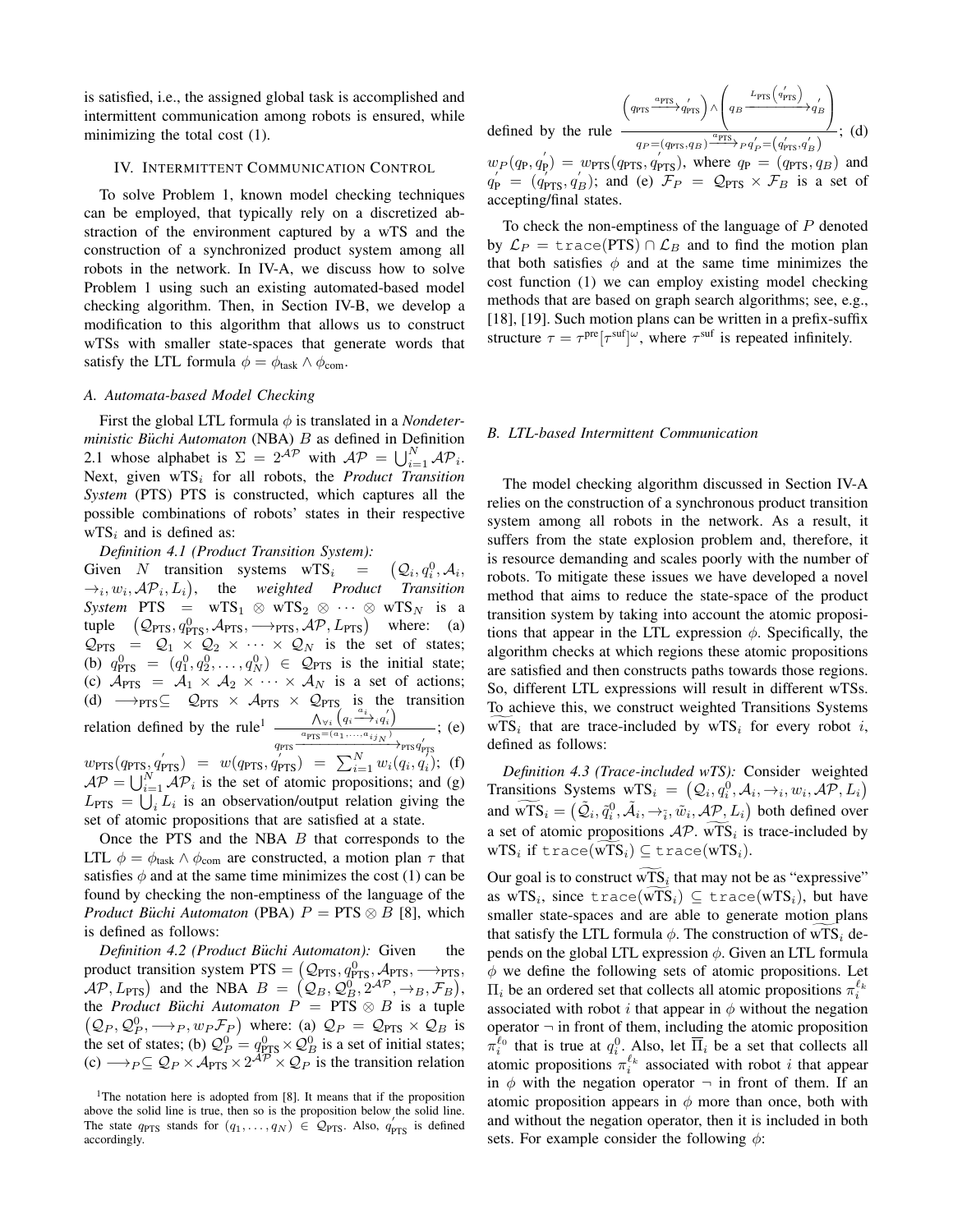is satisfied, i.e., the assigned global task is accomplished and intermittent communication among robots is ensured, while minimizing the total cost (1).

## IV. Intermittent Communication Control

To solve Problem 1, known model checking techniques can be employed, that typically rely on a discretized abstraction of the environment captured by a wTS and the construction of a synchronized product system among all robots in the network. In IV-A, we discuss how to solve Problem 1 using such an existing automated-based model checking algorithm. Then, in Section IV-B, we develop a modification to this algorithm that allows us to construct wTSs with smaller state-spaces that generate words that satisfy the LTL formula $\phi = \phi_{\text{task}} \wedge \phi_{\text{com}}$.

### A. Automata-based Model Checking

First the global LTL formula $\phi$ is translated in a *Nondeterministic Büchi Automaton* (NBA) $B$ as defined in Definition 2.1 whose alphabet is $\Sigma = 2^{\mathcal{AP}}$ with $\mathcal{AP} = \bigcup_{i=1}^{N} \mathcal{AP}_i$. Next, given $\text{wTS}_i$ for all robots, the *Product Transition System* (PTS) PTS is constructed, which captures all the possible combinations of robots' states in their respective $\text{wTS}_i$ and is defined as:

*Definition 4.1 (Product Transition System):* Given $N$ transition systems $\text{wTS}_i = \big(\mathcal{Q}_i, q_i^0, \mathcal{A}_i, \rightarrow_i, w_i, \mathcal{AP}_i, L_i\big)$, the *weighted Product Transition System* $\text{PTS} = \text{wTS}_1 \otimes \text{wTS}_2 \otimes \cdots \otimes \text{wTS}_N$ is a tuple $\big(\mathcal{Q}_{\text{PTS}}, q^0_{\text{PTS}}, \mathcal{A}_{\text{PTS}}, \longrightarrow_{\text{PTS}}, \mathcal{AP}, L_{\text{PTS}}\big)$ where: (a) $\mathcal{Q}_{\text{PTS}} = \mathcal{Q}_1 \times \mathcal{Q}_2 \times \cdots \times \mathcal{Q}_N$ is the set of states; (b) $q^0_{\text{PTS}} = (q_1^0, q_2^0, \ldots, q_N^0) \in \mathcal{Q}_{\text{PTS}}$ is the initial state; (c) $\mathcal{A}_{\text{PTS}} = \mathcal{A}_1 \times \mathcal{A}_2 \times \cdots \times \mathcal{A}_N$ is a set of actions; (d) $\longrightarrow_{\text{PTS}} \subseteq \mathcal{Q}_{\text{PTS}} \times \mathcal{A}_{\text{PTS}} \times \mathcal{Q}_{\text{PTS}}$ is the transition relation defined by the rule[1] $\frac{\bigwedge_{\forall i}\left(q_i \xrightarrow{a_i}_i q_i^{'}\right)}{q_{\text{PTS}} \xrightarrow{a_{\text{PTS}}=(a_1,\ldots,a_{i_{jN}})}_{\text{PTS}} q_{\text{PTS}}^{'}}$; (e) $w_{\text{PTS}}(q_{\text{PTS}}, q_{\text{PTS}}^{'}) = w(q_{\text{PTS}}, q_{\text{PTS}}^{'}) = \sum_{i=1}^{N} w_i(q_i, q_i^{'})$; (f) $\mathcal{AP} = \bigcup_{i=1}^{N} \mathcal{AP}_i$ is the set of atomic propositions; and (g) $L_{\text{PTS}} = \bigcup_i L_i$ is an observation/output relation giving the set of atomic propositions that are satisfied at a state.

Once the PTS and the NBA $B$ that corresponds to the LTL $\phi = \phi_{\text{task}} \wedge \phi_{\text{com}}$ are constructed, a motion plan $\tau$ that satisfies $\phi$ and at the same time minimizes the cost (1) can be found by checking the non-emptiness of the language of the *Product Büchi Automaton* (PBA) $P = \text{PTS} \otimes B$ [8], which is defined as follows:

*Definition 4.2 (Product Büchi Automaton):* Given the product transition system $\text{PTS} = \big(\mathcal{Q}_{\text{PTS}}, q^0_{\text{PTS}}, \mathcal{A}_{\text{PTS}}, \longrightarrow_{\text{PTS}}, \mathcal{AP}, L_{\text{PTS}}\big)$ and the NBA $B = \big(\mathcal{Q}_B, \mathcal{Q}_B^0, 2^{\mathcal{AP}}, \rightarrow_B, \mathcal{F}_B\big)$, the *Product Büchi Automaton* $P = \text{PTS} \otimes B$ is a tuple $\big(\mathcal{Q}_P, \mathcal{Q}_P^0, \longrightarrow_P, w_P \mathcal{F}_P\big)$ where: (a) $\mathcal{Q}_P = \mathcal{Q}_{\text{PTS}} \times \mathcal{Q}_B$ is the set of states; (b) $\mathcal{Q}_P^0 = q^0_{\text{PTS}} \times \mathcal{Q}_B^0$ is a set of initial states; (c) $\longrightarrow_P \subseteq \mathcal{Q}_P \times \mathcal{A}_{\text{PTS}} \times 2^{\mathcal{AP}} \times \mathcal{Q}_P$ is the transition relation defined by the rule $\frac{\left(q_{\text{PTS}} \xrightarrow{a_{\text{PTS}}} q_{\text{PTS}}^{'}\right) \wedge \left(q_B \xrightarrow{L_{\text{PTS}}\left(q_{\text{PTS}}^{'}\right)} q_B^{'}\right)}{q_P=(q_{\text{PTS}}, q_B) \xrightarrow{a_{\text{PTS}}}_P q_P^{'}=(q_{\text{PTS}}^{'}, q_B^{'})}$; (d) $w_P(q_{\text{P}}, q_{\text{P}}^{'}) = w_{\text{PTS}}(q_{\text{PTS}}, q_{\text{PTS}}^{'})$, where $q_{\text{P}} = (q_{\text{PTS}}, q_B)$ and $q_{\text{P}}^{'} = (q_{\text{PTS}}^{'}, q_B^{'})$; and (e) $\mathcal{F}_P = \mathcal{Q}_{\text{PTS}} \times \mathcal{F}_B$ is a set of accepting/final states.

To check the non-emptiness of the language of $P$ denoted by $\mathcal{L}_P = \texttt{trace}(\text{PTS}) \cap \mathcal{L}_B$ and to find the motion plan that both satisfies $\phi$ and at the same time minimizes the cost function (1) we can employ existing model checking methods that are based on graph search algorithms; see, e.g., [18], [19]. Such motion plans can be written in a prefix-suffix structure $\tau = \tau^{\text{pre}}[\tau^{\text{suf}}]^{\omega}$, where $\tau^{\text{suf}}$ is repeated infinitely.

### B. LTL-based Intermittent Communication

The model checking algorithm discussed in Section IV-A relies on the construction of a synchronous product transition system among all robots in the network. As a result, it suffers from the state explosion problem and, therefore, it is resource demanding and scales poorly with the number of robots. To mitigate these issues we have developed a novel method that aims to reduce the state-space of the product transition system by taking into account the atomic propositions that appear in the LTL expression $\phi$. Specifically, the algorithm checks at which regions these atomic propositions are satisfied and then constructs paths towards those regions. So, different LTL expressions will result in different wTSs. To achieve this, we construct weighted Transitions Systems $\widetilde{\text{wTS}}_i$ that are trace-included by $\text{wTS}_i$ for every robot $i$, defined as follows:

*Definition 4.3 (Trace-included wTS):* Consider weighted Transitions Systems $\text{wTS}_i = \big(\mathcal{Q}_i, q_i^0, \mathcal{A}_i, \rightarrow_i, w_i, \mathcal{AP}, L_i\big)$ and $\widetilde{\text{wTS}}_i = \big(\tilde{\mathcal{Q}}_i, \tilde{q}_i^0, \tilde{\mathcal{A}}_i, \tilde{\rightarrow}_i, \tilde{w}_i, \mathcal{AP}, L_i\big)$ both defined over a set of atomic propositions $\mathcal{AP}$. $\widetilde{\text{wTS}}_i$ is trace-included by $\text{wTS}_i$ if $\texttt{trace}(\widetilde{\text{wTS}}_i) \subseteq \texttt{trace}(\text{wTS}_i)$.

Our goal is to construct $\widetilde{\text{wTS}}_i$ that may not be as "expressive" as $\text{wTS}_i$, since $\texttt{trace}(\widetilde{\text{wTS}}_i) \subseteq \texttt{trace}(\text{wTS}_i)$, but have smaller state-spaces and are able to generate motion plans that satisfy the LTL formula $\phi$. The construction of $\widetilde{\text{wTS}}_i$ depends on the global LTL expression $\phi$. Given an LTL formula $\phi$ we define the following sets of atomic propositions. Let $\Pi_i$ be an ordered set that collects all atomic propositions $\pi_i^{\ell_k}$ associated with robot $i$ that appear in $\phi$ without the negation operator $\neg$ in front of them, including the atomic proposition $\pi_i^{\ell_0}$ that is true at $q_i^0$. Also, let $\overline{\Pi}_i$ be a set that collects all atomic propositions $\pi_i^{\ell_k}$ associated with robot $i$ that appear in $\phi$ with the negation operator $\neg$ in front of them. If an atomic proposition appears in $\phi$ more than once, both with and without the negation operator, then it is included in both sets. For example consider the following $\phi$:

[1] The notation here is adopted from [8]. It means that if the proposition above the solid line is true, then so is the proposition below the solid line. The state $q_{\text{PTS}}$ stands for $(q_1, \ldots, q_N) \in \mathcal{Q}_{\text{PTS}}$. Also, $q_{\text{PTS}}^{'}$ is defined accordingly.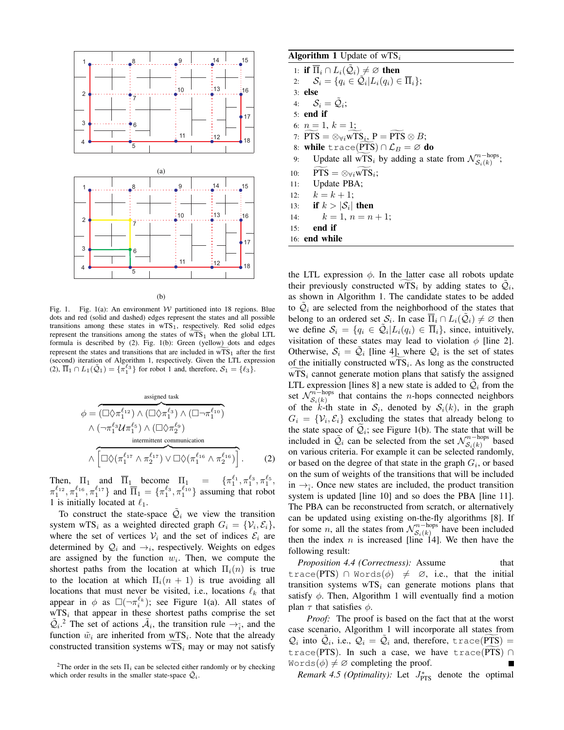Fig. 1. Fig. 1(a): An environment $\mathcal{W}$ partitioned into 18 regions. Blue dots and red (solid and dashed) edges represent the states and all possible transitions among these states in $\text{wTS}_1$, respectively. Red solid edges represent the transitions among the states of $\widetilde{\text{wTS}}_1$ when the global LTL formula is described by (2). Fig. 1(b): Green (yellow) dots and edges represent the states and transitions that are included in $\widetilde{\text{wTS}}_1$ after the first (second) iteration of Algorithm 1, respectively. Given the LTL expression (2), $\overline{\Pi}_1 \cap L_1(\tilde{\mathcal{Q}}_1) = \{\pi_1^{\ell_3}\}$ for robot 1 and, therefore, $\mathcal{S}_1 = \{\ell_3\}$.

$$\phi = \overbrace{(\Box\Diamond\pi_1^{\ell_{12}}) \wedge (\Box\Diamond\pi_1^{\ell_3}) \wedge (\Box\neg\pi_1^{\ell_{10}})}^{\text{assigned task}}$$
$$\wedge\, (\neg\pi_1^{\ell_3}\,\mathcal{U}\,\pi_1^{\ell_5}) \wedge (\Box\Diamond\pi_2^{\ell_9})$$
$$\wedge \overbrace{\left[\Box\Diamond(\pi_1^{\ell_{17}} \wedge \pi_2^{\ell_{17}}) \vee \Box\Diamond(\pi_1^{\ell_{16}} \wedge \pi_2^{\ell_{16}})\right]}^{\text{intermittent communication}}. \qquad (2)$$

Then, $\Pi_1$ and $\overline{\Pi}_1$ become $\Pi_1 = \{\pi_1^{\ell_1}, \pi_1^{\ell_3}, \pi_1^{\ell_5}, \pi_1^{\ell_{12}}, \pi_1^{\ell_{16}}, \pi_1^{\ell_{17}}\}$ and $\overline{\Pi}_1 = \{\pi_1^{\ell_3}, \pi_1^{\ell_{10}}\}$ assuming that robot 1 is initially located at $\ell_1$.

To construct the state-space $\tilde{\mathcal{Q}}_i$ we view the transition system $\text{wTS}_i$ as a weighted directed graph $G_i = \{\mathcal{V}_i, \mathcal{E}_i\}$, where the set of vertices $\mathcal{V}_i$ and the set of indices $\mathcal{E}_i$ are determined by $\mathcal{Q}_i$ and $\rightarrow_i$, respectively. Weights on edges are assigned by the function $w_i$. Then, we compute the shortest paths from the location at which $\Pi_i(n)$ is true to the location at which $\Pi_i(n+1)$ is true avoiding all locations that must never be visited, i.e., locations $\ell_k$ that appear in $\phi$ as $\Box(\neg\pi_i^{\ell_k})$; see Figure 1(a). All states of $\text{wTS}_i$ that appear in these shortest paths comprise the set $\tilde{\mathcal{Q}}_i$.[2] The set of actions $\tilde{\mathcal{A}}_i$, the transition rule $\rightarrow_{\tilde{i}}$, and the function $\tilde{w}_i$ are inherited from $\text{wTS}_i$. Note that the already constructed transition systems $\widetilde{\text{wTS}}_i$ may or may not satisfy the LTL expression $\phi$. In the latter case all robots update their previously constructed $\widetilde{\text{wTS}}_i$ by adding states to $\tilde{\mathcal{Q}}_i$, as shown in Algorithm 1. The candidate states to be added to $\tilde{\mathcal{Q}}_i$ are selected from the neighborhood of the states that belong to an ordered set $\mathcal{S}_i$. In case $\overline{\Pi}_i \cap L_i(\tilde{\mathcal{Q}}_i) \neq \varnothing$ then we define $\mathcal{S}_i = \{q_i \in \tilde{\mathcal{Q}}_i | L_i(q_i) \in \overline{\Pi}_i\}$, since, intuitively, visitation of these states may lead to violation $\phi$ [line 2]. Otherwise, $\mathcal{S}_i = \tilde{\mathcal{Q}}_i$ [line 4], where $\mathcal{Q}_i$ is the set of states of the initially constructed $\widetilde{\text{wTS}}_i$. As long as the constructed $\widetilde{\text{wTS}}_i$ cannot generate motion plans that satisfy the assigned LTL expression [lines 8] a new state is added to $\tilde{\mathcal{Q}}_i$ from the set $\mathcal{N}_{\mathcal{S}_i(k)}^{n-\text{hops}}$ that contains the $n$-hops connected neighbors of the $k$-th state in $\mathcal{S}_i$, denoted by $\mathcal{S}_i(k)$, in the graph $G_i = \{\mathcal{V}_i, \mathcal{E}_i\}$ excluding the states that already belong to the state space of $\tilde{\mathcal{Q}}_i$; see Figure 1(b). The state that will be included in $\tilde{\mathcal{Q}}_i$ can be selected from the set $\mathcal{N}_{\mathcal{S}_i(k)}^{n-\text{hops}}$ based on various criteria. For example it can be selected randomly, or based on the degree of that state in the graph $G_i$, or based on the sum of weights of the transitions that will be included in $\rightarrow_{\tilde{i}}$. Once new states are included, the product transition system is updated [line 10] and so does the PBA [line 11]. The PBA can be reconstructed from scratch, or alternatively can be updated using existing on-the-fly algorithms [8]. If for some $n$, all the states from $\mathcal{N}_{\mathcal{S}_i(k)}^{n-\text{hops}}$ have been included then the index $n$ is increased [line 14]. We then have the following result:

**Algorithm 1** Update of $\text{wTS}_i$

```
1:  if Π̄_i ∩ L_i(Q̃_i) ≠ ∅ then
2:     S_i = {q_i ∈ Q̃_i | L_i(q_i) ∈ Π̄_i};
3:  else
4:     S_i = Q̃_i;
5:  end if
6:  n = 1, k = 1;
7:  PTS~ = ⊗_∀i wTS~_i, P = PTS~ ⊗ B;
8:  while trace(PTS~) ∩ L_B = ∅ do
9:     Update all wTS~_i by adding a state from N^{n-hops}_{S_i(k)};
10:    PTS~ = ⊗_∀i wTS~_i;
11:    Update PBA;
12:    k = k + 1;
13:    if k > |S_i| then
14:       k = 1, n = n + 1;
15:    end if
16: end while
```

*Proposition 4.4 (Correctness):* Assume that $\texttt{trace}(\text{PTS}) \cap \texttt{Words}(\phi) \neq \varnothing$, i.e., that the initial transition systems $\text{wTS}_i$ can generate motions plans that satisfy $\phi$. Then, Algorithm 1 will eventually find a motion plan $\tau$ that satisfies $\phi$.

*Proof:* The proof is based on the fact that at the worst case scenario, Algorithm 1 will incorporate all states from $\mathcal{Q}_i$ into $\tilde{\mathcal{Q}}_i$, i.e., $\mathcal{Q}_i = \tilde{\mathcal{Q}}_i$ and, therefore, $\texttt{trace}(\widetilde{\text{PTS}}) = \texttt{trace}(\text{PTS})$. In such a case, we have $\texttt{trace}(\widetilde{\text{PTS}}) \cap \texttt{Words}(\phi) \neq \varnothing$ completing the proof. ∎

*Remark 4.5 (Optimality):* Let $J_{\text{PTS}}^*$ denote the optimal

[2]The order in the sets $\Pi_i$ can be selected either randomly or by checking which order results in the smaller state-space $\tilde{\mathcal{Q}}_i$.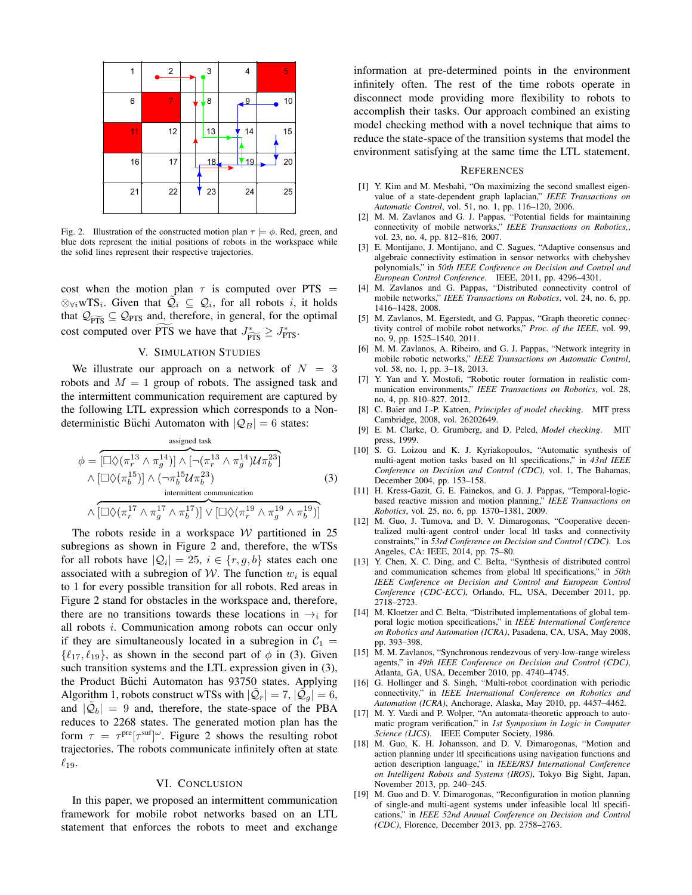1 2 3 4 5
6 7 8 9 10
11 12 13 14 15
16 17 18 19 20
21 22 23 24 25

Fig. 2. Illustration of the constructed motion plan $\tau \models \phi$. Red, green, and blue dots represent the initial positions of robots in the workspace while the solid lines represent their respective trajectories.

cost when the motion plan $\tau$ is computed over $\text{PTS} = \otimes_{\forall i}\text{wTS}_i$. Given that $\tilde{\mathcal{Q}}_i \subseteq \mathcal{Q}_i$, for all robots $i$, it holds that $\mathcal{Q}_{\widetilde{\text{PTS}}} \subseteq \mathcal{Q}_{\text{PTS}}$ and, therefore, in general, for the optimal cost computed over $\widetilde{\text{PTS}}$ we have that $J^*_{\widetilde{\text{PTS}}} \geq J^*_{\text{PTS}}$.

## V. Simulation Studies

We illustrate our approach on a network of $N = 3$ robots and $M = 1$ group of robots. The assigned task and the intermittent communication requirement are captured by the following LTL expression which corresponds to a Non-deterministic Büchi Automaton with $|\mathcal{Q}_B| = 6$ states:

$$\begin{aligned}
\phi = &\overbrace{[\Box\Diamond(\pi_r^{13} \wedge \pi_g^{14})] \wedge [\neg(\pi_r^{13} \wedge \pi_g^{14})\mathcal{U}\pi_b^{23}]}^{\text{assigned task}} \\
&\wedge [\Box\Diamond(\pi_b^{15})] \wedge (\neg\pi_b^{15}\mathcal{U}\pi_b^{23}) \qquad (3)\\
&\wedge \overbrace{[\Box\Diamond(\pi_r^{17} \wedge \pi_g^{17} \wedge \pi_b^{17})] \vee [\Box\Diamond(\pi_r^{19} \wedge \pi_g^{19} \wedge \pi_b^{19})]}^{\text{intermittent communication}}
\end{aligned}$$

The robots reside in a workspace $\mathcal{W}$ partitioned in 25 subregions as shown in Figure 2 and, therefore, the wTSs for all robots have $|\mathcal{Q}_i| = 25$, $i \in \{r, g, b\}$ states each one associated with a subregion of $\mathcal{W}$. The function $w_i$ is equal to 1 for every possible transition for all robots. Red areas in Figure 2 stand for obstacles in the workspace and, therefore, there are no transitions towards these locations in $\rightarrow_i$ for all robots $i$. Communication among robots can occur only if they are simultaneously located in a subregion in $\mathcal{C}_1 = \{\ell_{17}, \ell_{19}\}$, as shown in the second part of $\phi$ in (3). Given such transition systems and the LTL expression given in (3), the Product Büchi Automaton has 93750 states. Applying Algorithm 1, robots construct wTSs with $|\tilde{\mathcal{Q}}_r| = 7$, $|\tilde{\mathcal{Q}}_g| = 6$, and $|\tilde{\mathcal{Q}}_b| = 9$ and, therefore, the state-space of the PBA reduces to 2268 states. The generated motion plan has the form $\tau = \tau^{\text{pre}}[\tau^{\text{suf}}]^\omega$. Figure 2 shows the resulting robot trajectories. The robots communicate infinitely often at state $\ell_{19}$.

## VI. Conclusion

In this paper, we proposed an intermittent communication framework for mobile robot networks based on an LTL statement that enforces the robots to meet and exchange information at pre-determined points in the environment infinitely often. The rest of the time robots operate in disconnect mode providing more flexibility to robots to accomplish their tasks. Our approach combined an existing model checking method with a novel technique that aims to reduce the state-space of the transition systems that model the environment satisfying at the same time the LTL statement.

## References

[1] Y. Kim and M. Mesbahi, "On maximizing the second smallest eigenvalue of a state-dependent graph laplacian," *IEEE Transactions on Automatic Control*, vol. 51, no. 1, pp. 116–120, 2006.

[2] M. M. Zavlanos and G. J. Pappas, "Potential fields for maintaining connectivity of mobile networks," *IEEE Transactions on Robotics,*, vol. 23, no. 4, pp. 812–816, 2007.

[3] E. Montijano, J. Montijano, and C. Sagues, "Adaptive consensus and algebraic connectivity estimation in sensor networks with chebyshev polynomials," in *50th IEEE Conference on Decision and Control and European Control Conference*. IEEE, 2011, pp. 4296–4301.

[4] M. Zavlanos and G. Pappas, "Distributed connectivity control of mobile networks," *IEEE Transactions on Robotics*, vol. 24, no. 6, pp. 1416–1428, 2008.

[5] M. Zavlanos, M. Egerstedt, and G. Pappas, "Graph theoretic connectivity control of mobile robot networks," *Proc. of the IEEE*, vol. 99, no. 9, pp. 1525–1540, 2011.

[6] M. M. Zavlanos, A. Ribeiro, and G. J. Pappas, "Network integrity in mobile robotic networks," *IEEE Transactions on Automatic Control*, vol. 58, no. 1, pp. 3–18, 2013.

[7] Y. Yan and Y. Mostofi, "Robotic router formation in realistic communication environments," *IEEE Transactions on Robotics*, vol. 28, no. 4, pp. 810–827, 2012.

[8] C. Baier and J.-P. Katoen, *Principles of model checking*. MIT press Cambridge, 2008, vol. 26202649.

[9] E. M. Clarke, O. Grumberg, and D. Peled, *Model checking*. MIT press, 1999.

[10] S. G. Loizou and K. J. Kyriakopoulos, "Automatic synthesis of multi-agent motion tasks based on ltl specifications," in *43rd IEEE Conference on Decision and Control (CDC)*, vol. 1, The Bahamas, December 2004, pp. 153–158.

[11] H. Kress-Gazit, G. E. Fainekos, and G. J. Pappas, "Temporal-logic-based reactive mission and motion planning," *IEEE Transactions on Robotics*, vol. 25, no. 6, pp. 1370–1381, 2009.

[12] M. Guo, J. Tumova, and D. V. Dimarogonas, "Cooperative decentralized multi-agent control under local ltl tasks and connectivity constraints," in *53rd Conference on Decision and Control (CDC)*. Los Angeles, CA: IEEE, 2014, pp. 75–80.

[13] Y. Chen, X. C. Ding, and C. Belta, "Synthesis of distributed control and communication schemes from global ltl specifications," in *50th IEEE Conference on Decision and Control and European Control Conference (CDC-ECC)*, Orlando, FL, USA, December 2011, pp. 2718–2723.

[14] M. Kloetzer and C. Belta, "Distributed implementations of global temporal logic motion specifications," in *IEEE International Conference on Robotics and Automation (ICRA)*, Pasadena, CA, USA, May 2008, pp. 393–398.

[15] M. M. Zavlanos, "Synchronous rendezvous of very-low-range wireless agents," in *49th IEEE Conference on Decision and Control (CDC)*, Atlanta, GA, USA, December 2010, pp. 4740–4745.

[16] G. Hollinger and S. Singh, "Multi-robot coordination with periodic connectivity," in *IEEE International Conference on Robotics and Automation (ICRA)*, Anchorage, Alaska, May 2010, pp. 4457–4462.

[17] M. Y. Vardi and P. Wolper, "An automata-theoretic approach to automatic program verification," in *1st Symposium in Logic in Computer Science (LICS)*. IEEE Computer Society, 1986.

[18] M. Guo, K. H. Johansson, and D. V. Dimarogonas, "Motion and action planning under ltl specifications using navigation functions and action description language," in *IEEE/RSJ International Conference on Intelligent Robots and Systems (IROS)*, Tokyo Big Sight, Japan, November 2013, pp. 240–245.

[19] M. Guo and D. V. Dimarogonas, "Reconfiguration in motion planning of single-and multi-agent systems under infeasible local ltl specifications," in *IEEE 52nd Annual Conference on Decision and Control (CDC)*, Florence, December 2013, pp. 2758–2763.